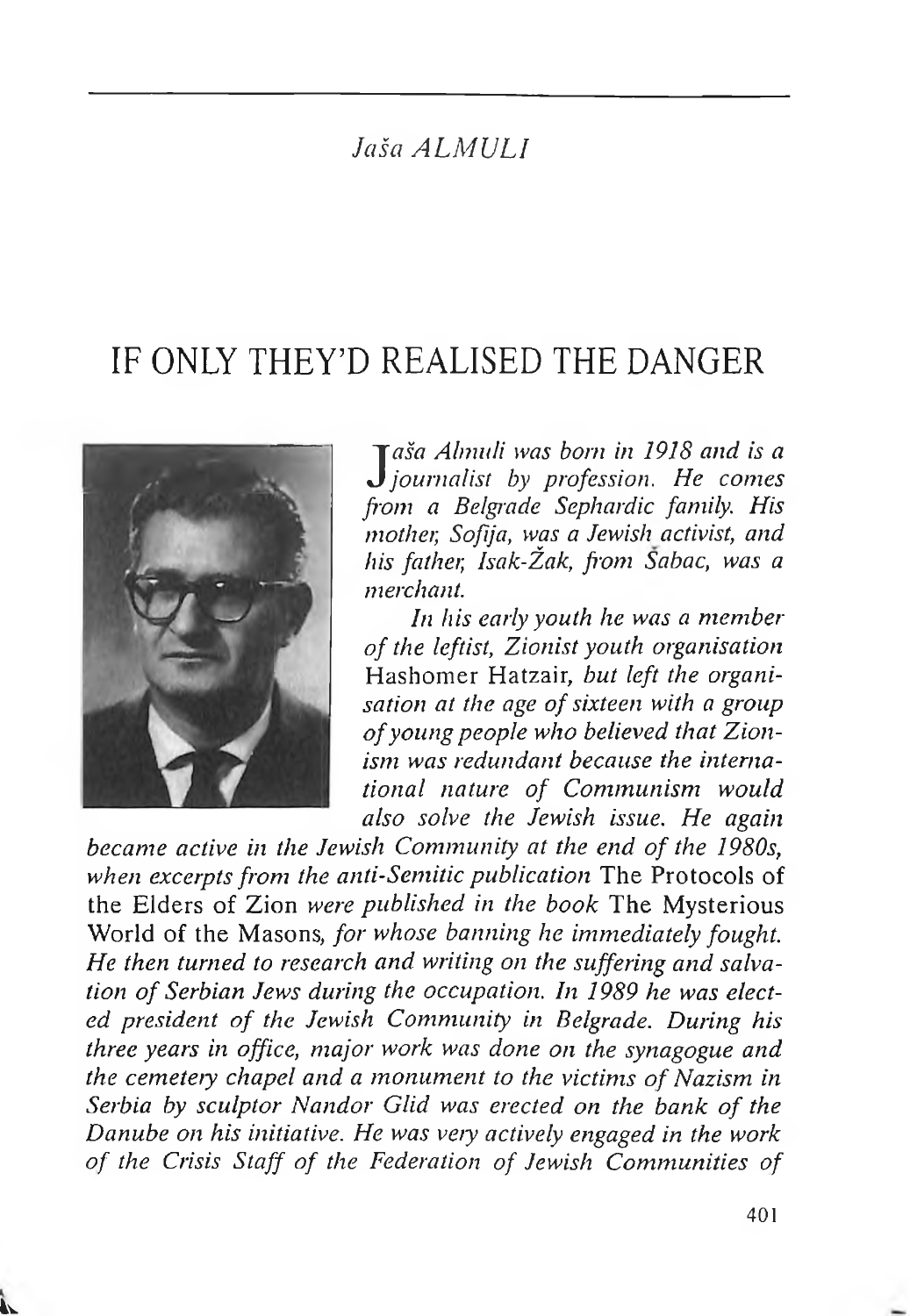*Jaša ALMULI*

# IF ONLY THEY'D REALISED THE DANGER

*Jaša Almuli was born in 1918 and is a journalist by profession. He comes from a Belgrade Sephardic family. His mother, Sofija, was a Jewish activist, and his father, Isak-Žak, from Šabac, was a merchant.*

*In his early youth he was a member of the leftist, Zionist youth organisation* Hashomer Hatzair, *but left the organisation at the age of sixteen with a group of young people who believed that Zionism was redundant because the international nature of Communism would also solve the Jewish issue. He again became active in the Jewish Community at the end of the 1980s, when excerpts from the anti-Semitic publication* The Protocols of the Elders of Zion *were published in the book* The Mysterious World of the Masons, *for whose banning he immediately fought. He then turned to research and writing on the suffering and salvation of Serbian Jews during the occupation. In 1989 he was elected president of the Jewish Community in Belgrade. During his three years in office, major work was done on the synagogue and the cemetery chapel and a monument to the victims of Nazism in Serbia by sculptor Nandor Glid was erected on the bank of the Danube on his initiative. He was very actively engaged in the work of the Crisis Staff of the Federation of Jewish Communities of*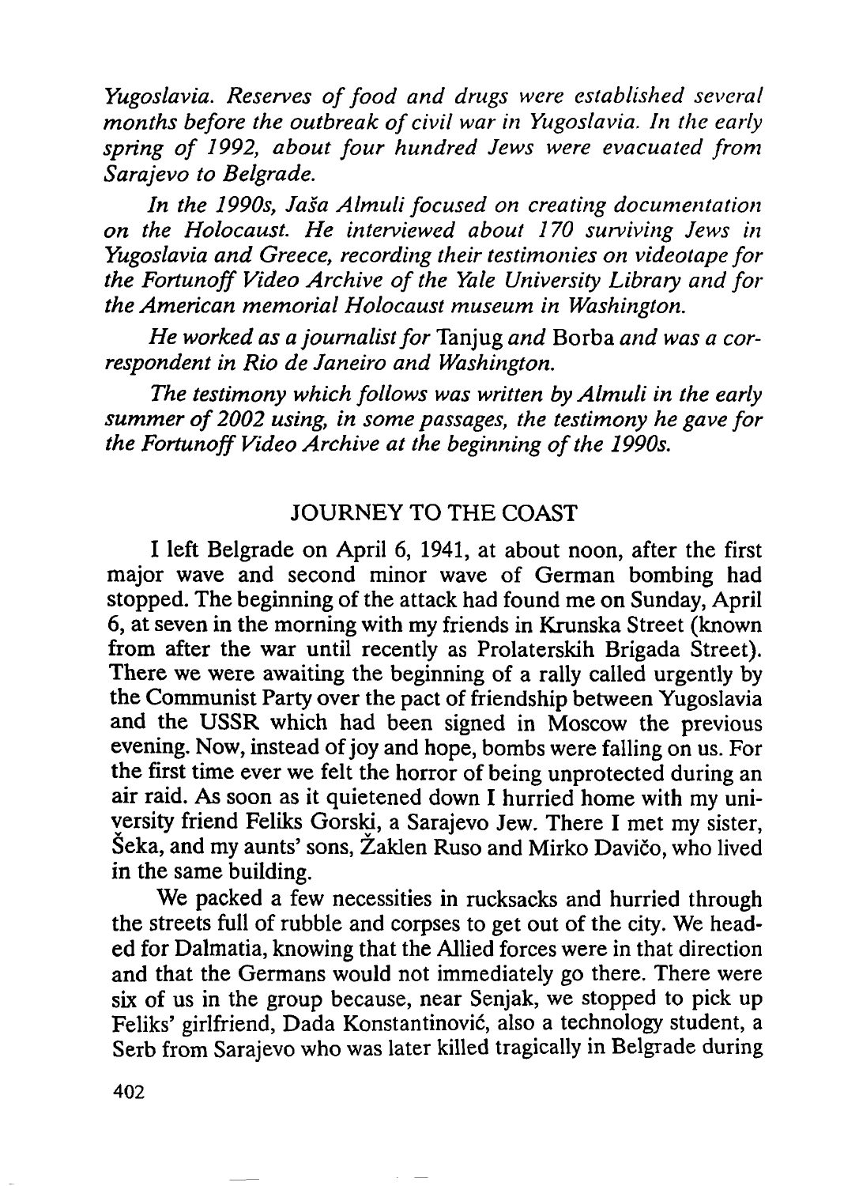*Yugoslavia. Reserves of food and drugs were established several months before the outbreak of civil war in Yugoslavia. In the early spring of 1992, about four hundred Jews were evacuated from Sarajevo to Belgrade.*

*In the 1990s, Jaša Almuli focused on creating documentation on the Holocaust. He interviewed about 170 surviving Jews in Yugoslavia and Greece, recording their testimonies on videotape for the Fortunoff Video Archive of the Yale University Library and for the American memorial Holocaust museum in Washington.*

*He worked as a journalist for* Tanjug *and* Borba *and was a correspondent in Rio de Janeiro and Washington.*

*The testimony which follows was written by Almuli in the early summer of 2002 using, in some passages, the testimony he gave for the Fortunoff Video Archive at the beginning of the 1990s.*

## JOURNEY TO THE COAST

I left Belgrade on April 6, 1941, at about noon, after the first major wave and second minor wave of German bombing had stopped. The beginning of the attack had found me on Sunday, April 6, at seven in the morning with my friends in Krunska Street (known from after the war until recently as Prolaterskih Brigada Street). There we were awaiting the beginning of a rally called urgently by the Communist Party over the pact of friendship between Yugoslavia and the USSR which had been signed in Moscow the previous evening. Now, instead of joy and hope, bombs were falling on us. For the first time ever we felt the horror of being unprotected during an air raid. As soon as it quietened down I hurried home with my university friend Feliks Gorski, a Sarajevo Jew. There I met my sister, Šeka, and my aunts' sons, Žaklen Ruso and Mirko Davičo, who lived in the same building.

We packed a few necessities in rucksacks and hurried through the streets full of rubble and corpses to get out of the city. We headed for Dalmatia, knowing that the Allied forces were in that direction and that the Germans would not immediately go there. There were six of us in the group because, near Senjak, we stopped to pick up Feliks' girlfriend, Dada Konstantinović, also a technology student, a Serb from Sarajevo who was later killed tragically in Belgrade during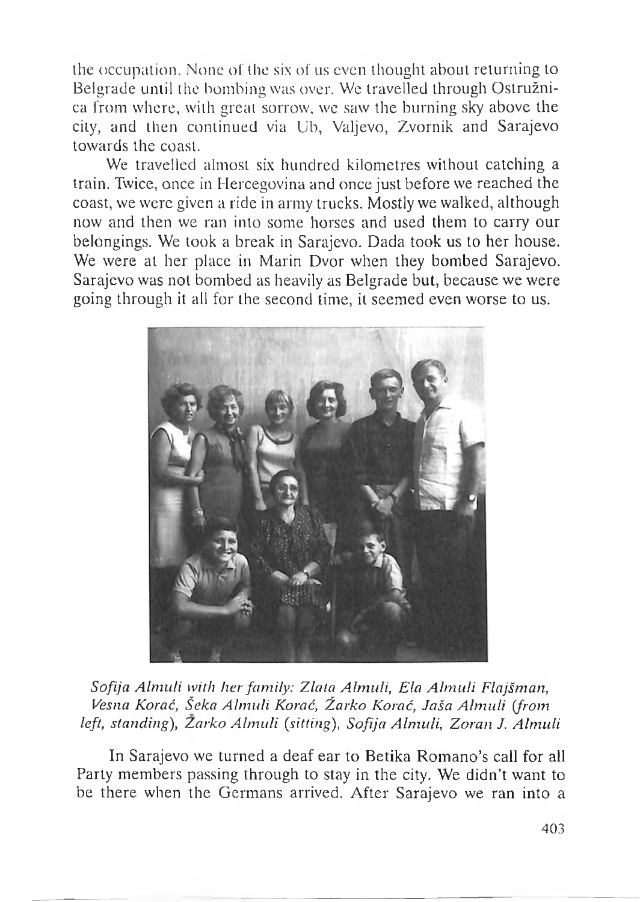the occupation. None of the six of us even thought about returning to Belgrade until the bombing was over. We travelled through Ostružnica from where, with great sorrow, we saw the burning sky above the city, and then continued via Ub, Valjevo, Zvornik and Sarajevo towards the coast.

We travelled almost six hundred kilometres without catching a train. Twice, once in Hercegovina and once just before we reached the coast, we were given a ride in army trucks. Mostly we walked, although now and then we ran into some horses and used them to carry our belongings. We took a break in Sarajevo. Dada took us to her house. We were at her place in Marin Dvor when they bombed Sarajevo. Sarajevo was not bombed as heavily as Belgrade but, because we were going through it all for the second time, it seemed even worse to us.

*Sofija Almuli with her family: Zlata Almuli, Ela Almuli Flajšman, Vesna Korać, Šeka Almuli Korać, Žarko Korać, Jaša Almuli (from left, standing), Žarko Almuli (sitting), Sofija Almuli, Zoran J. Almuli*

In Sarajevo we turned a deaf ear to Betika Romano's call for all Party members passing through to stay in the city. We didn't want to be there when the Germans arrived. After Sarajevo we ran into a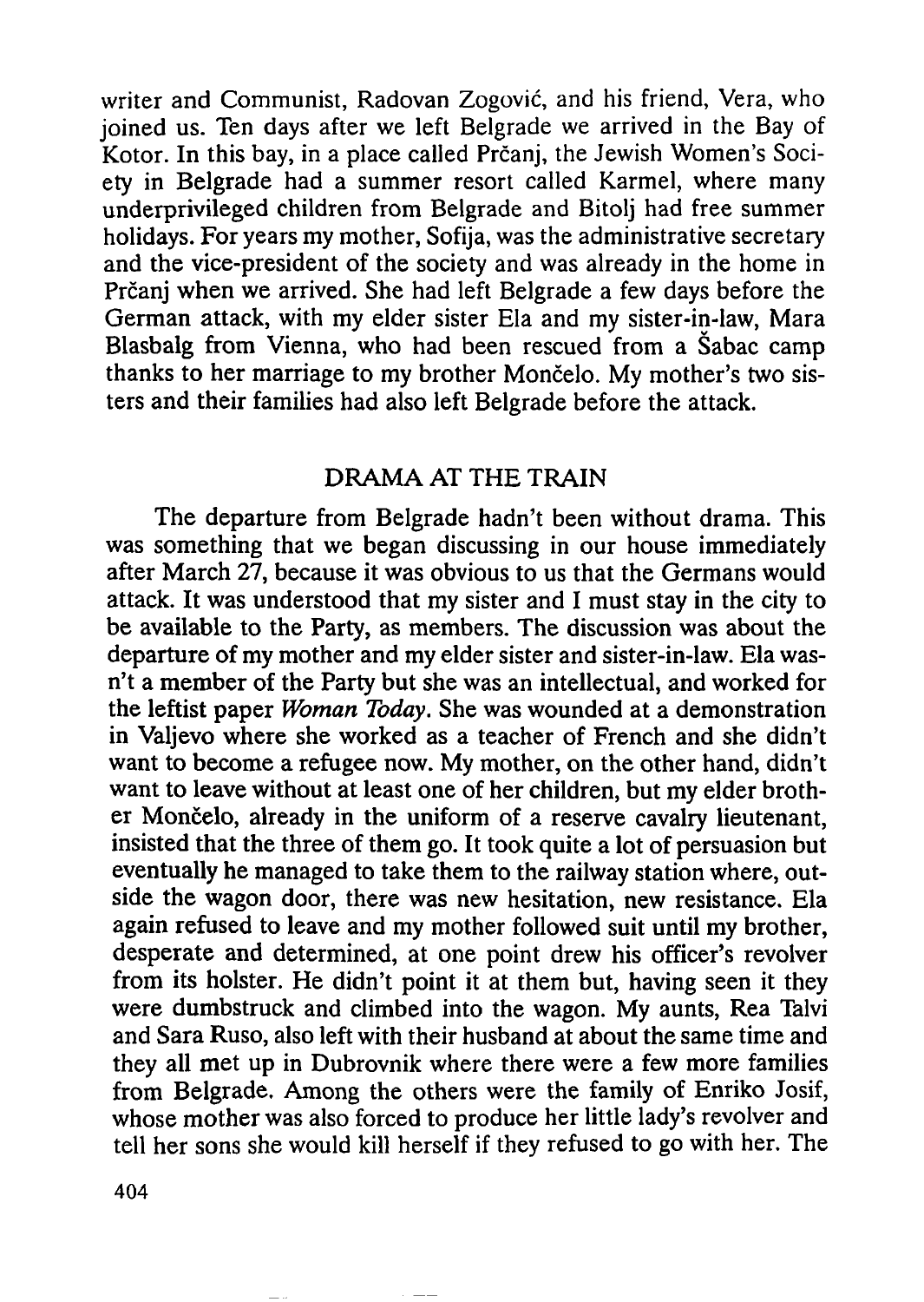writer and Communist, Radovan Zogović, and his friend, Vera, who joined us. Ten days after we left Belgrade we arrived in the Bay of Kotor. In this bay, in a place called Prčanj, the Jewish Women's Society in Belgrade had a summer resort called Karmel, where many underprivileged children from Belgrade and Bitolj had free summer holidays. For years my mother, Sofija, was the administrative secretary and the vice-president of the society and was already in the home in Prčanj when we arrived. She had left Belgrade a few days before the German attack, with my elder sister Ela and my sister-in-law, Mara Blasbalg from Vienna, who had been rescued from a Šabac camp thanks to her marriage to my brother Mončelo. My mother's two sisters and their families had also left Belgrade before the attack.

## DRAMA AT THE TRAIN

The departure from Belgrade hadn't been without drama. This was something that we began discussing in our house immediately after March 27, because it was obvious to us that the Germans would attack. It was understood that my sister and I must stay in the city to be available to the Party, as members. The discussion was about the departure of my mother and my elder sister and sister-in-law. Ela wasn't a member of the Party but she was an intellectual, and worked for the leftist paper *Woman Today*. She was wounded at a demonstration in Valjevo where she worked as a teacher of French and she didn't want to become a refugee now. My mother, on the other hand, didn't want to leave without at least one of her children, but my elder brother Mončelo, already in the uniform of a reserve cavalry lieutenant, insisted that the three of them go. It took quite a lot of persuasion but eventually he managed to take them to the railway station where, outside the wagon door, there was new hesitation, new resistance. Ela again refused to leave and my mother followed suit until my brother, desperate and determined, at one point drew his officer's revolver from its holster. He didn't point it at them but, having seen it they were dumbstruck and climbed into the wagon. My aunts, Rea Talvi and Sara Ruso, also left with their husband at about the same time and they all met up in Dubrovnik where there were a few more families from Belgrade. Among the others were the family of Enriko Josif, whose mother was also forced to produce her little lady's revolver and tell her sons she would kill herself if they refused to go with her. The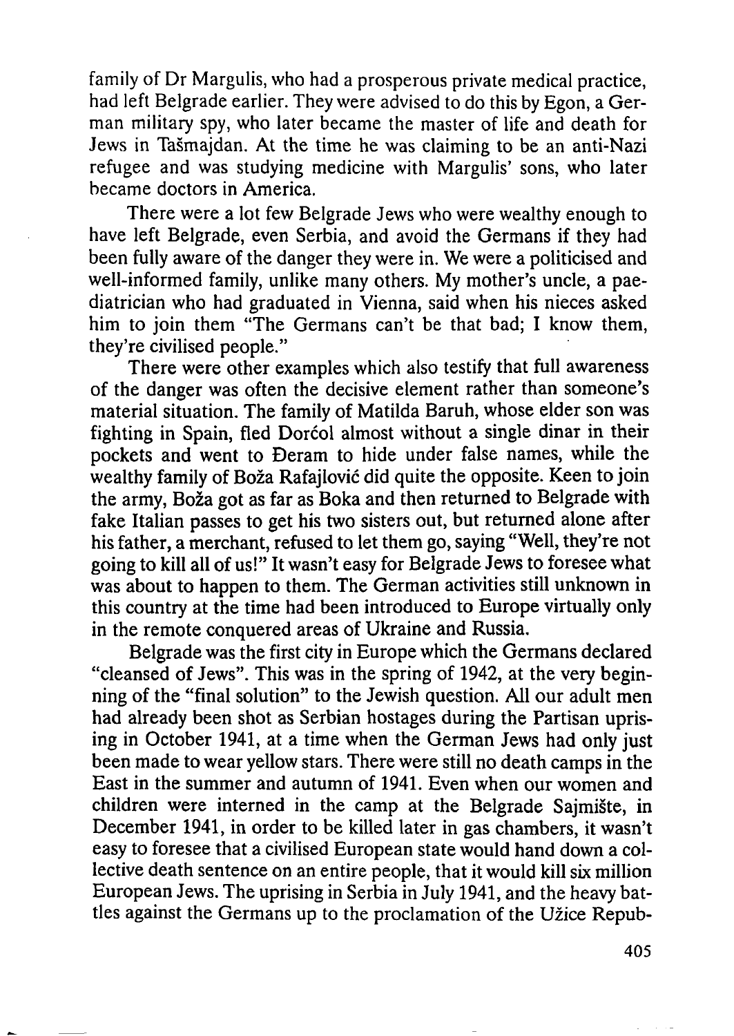family of Dr Margulis, who had a prosperous private medical practice, had left Belgrade earlier. They were advised to do this by Egon, a German military spy, who later became the master of life and death for Jews in Tašmajdan. At the time he was claiming to be an anti-Nazi refugee and was studying medicine with Margulis' sons, who later became doctors in America.

There were a lot few Belgrade Jews who were wealthy enough to have left Belgrade, even Serbia, and avoid the Germans if they had been fully aware of the danger they were in. We were a politicised and well-informed family, unlike many others. My mother's uncle, a paediatrician who had graduated in Vienna, said when his nieces asked him to join them "The Germans can't be that bad; I know them, they're civilised people."

There were other examples which also testify that full awareness of the danger was often the decisive element rather than someone's material situation. The family of Matilda Baruh, whose elder son was fighting in Spain, fled Dorćol almost without a single dinar in their pockets and went to Đeram to hide under false names, while the wealthy family of Boža Rafajlović did quite the opposite. Keen to join the army, Boža got as far as Boka and then returned to Belgrade with fake Italian passes to get his two sisters out, but returned alone after his father, a merchant, refused to let them go, saying "Well, they're not going to kill all of us!" It wasn't easy for Belgrade Jews to foresee what was about to happen to them. The German activities still unknown in this country at the time had been introduced to Europe virtually only in the remote conquered areas of Ukraine and Russia.

Belgrade was the first city in Europe which the Germans declared "cleansed of Jews". This was in the spring of 1942, at the very beginning of the "final solution" to the Jewish question. All our adult men had already been shot as Serbian hostages during the Partisan uprising in October 1941, at a time when the German Jews had only just been made to wear yellow stars. There were still no death camps in the East in the summer and autumn of 1941. Even when our women and children were interned in the camp at the Belgrade Sajmište, in December 1941, in order to be killed later in gas chambers, it wasn't easy to foresee that a civilised European state would hand down a collective death sentence on an entire people, that it would kill six million European Jews. The uprising in Serbia in July 1941, and the heavy battles against the Germans up to the proclamation of the Užice Repub-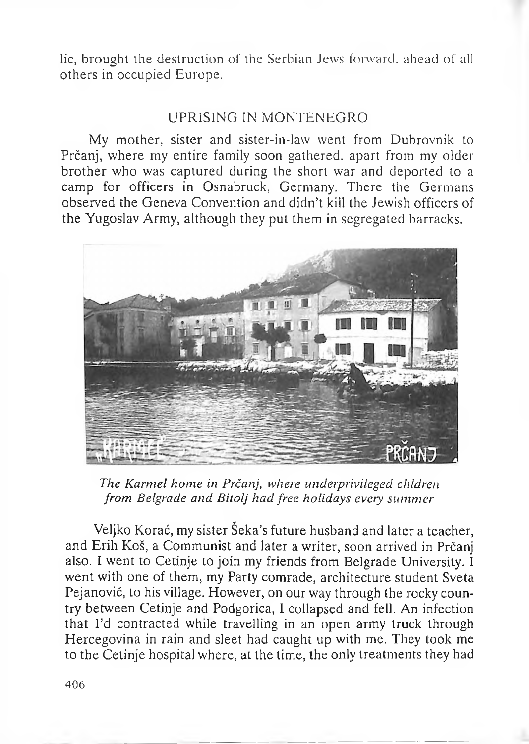lic, brought the destruction of the Serbian Jews forward, ahead of all others in occupied Europe.

## UPRISING IN MONTENEGRO

My mother, sister and sister-in-law went from Dubrovnik to Prčanj, where my entire family soon gathered, apart from my older brother who was captured during the short war and deported to a camp for officers in Osnabruck, Germany. There the Germans observed the Geneva Convention and didn't kill the Jewish officers of the Yugoslav Army, although they put them in segregated barracks.

*The Karmel home in Prčanj, where underprivileged children from Belgrade and Bitolj had free holidays every summer*

Veljko Korać, my sister Šeka's future husband and later a teacher, and Erih Koš, a Communist and later a writer, soon arrived in Prčanj also. I went to Cetinje to join my friends from Belgrade University. I went with one of them, my Party comrade, architecture student Sveta Pejanović, to his village. However, on our way through the rocky country between Cetinje and Podgorica, I collapsed and fell. An infection that I'd contracted while travelling in an open army truck through Hercegovina in rain and sleet had caught up with me. They took me to the Cetinje hospital where, at the time, the only treatments they had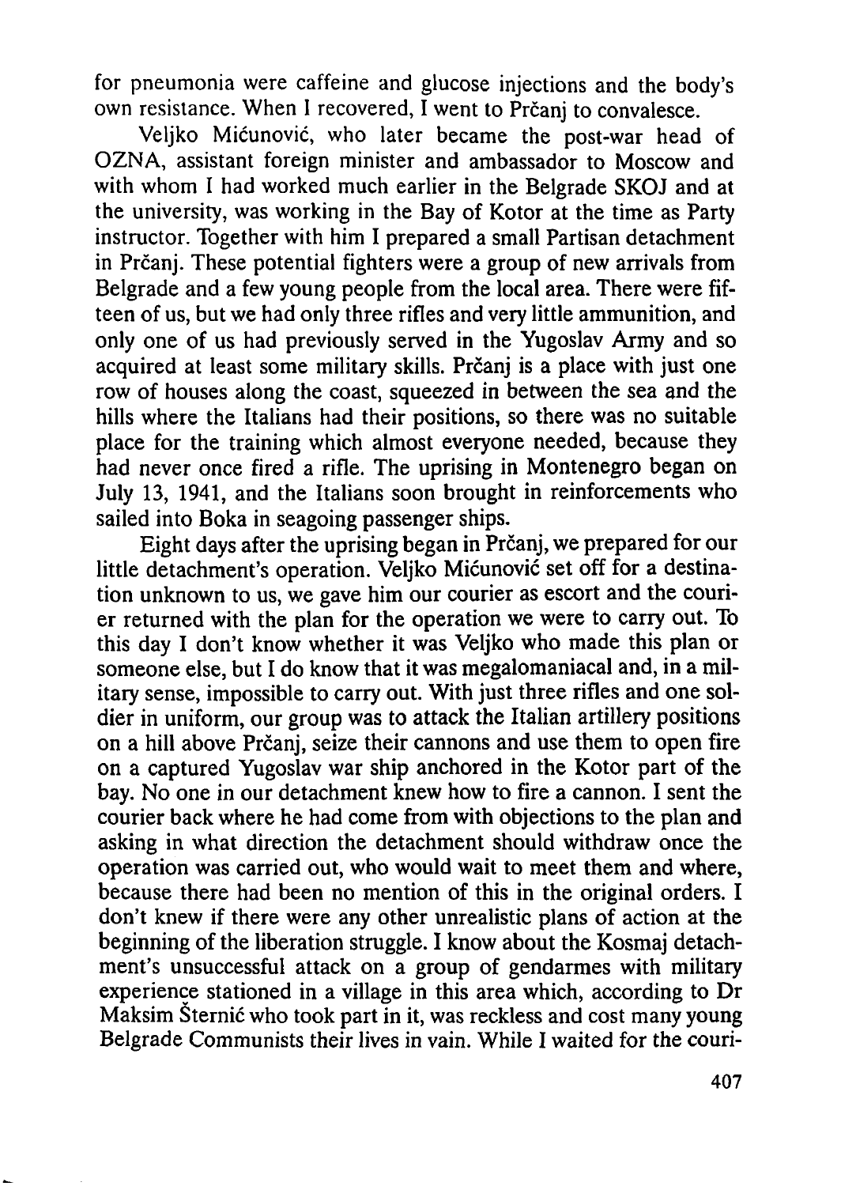for pneumonia were caffeine and glucose injections and the body's own resistance. When I recovered, I went to Prčanj to convalesce.

Veljko Mićunović, who later became the post-war head of OZNA, assistant foreign minister and ambassador to Moscow and with whom I had worked much earlier in the Belgrade SKOJ and at the university, was working in the Bay of Kotor at the time as Party instructor. Together with him I prepared a small Partisan detachment in Prčanj. These potential fighters were a group of new arrivals from Belgrade and a few young people from the local area. There were fifteen of us, but we had only three rifles and very little ammunition, and only one of us had previously served in the Yugoslav Army and so acquired at least some military skills. Prčanj is a place with just one row of houses along the coast, squeezed in between the sea and the hills where the Italians had their positions, so there was no suitable place for the training which almost everyone needed, because they had never once fired a rifle. The uprising in Montenegro began on July 13, 1941, and the Italians soon brought in reinforcements who sailed into Boka in seagoing passenger ships.

Eight days after the uprising began in Prčanj, we prepared for our little detachment's operation. Veljko Mićunović set off for a destination unknown to us, we gave him our courier as escort and the courier returned with the plan for the operation we were to carry out. To this day I don't know whether it was Veljko who made this plan or someone else, but I do know that it was megalomaniacal and, in a military sense, impossible to carry out. With just three rifles and one soldier in uniform, our group was to attack the Italian artillery positions on a hill above Prčanj, seize their cannons and use them to open fire on a captured Yugoslav war ship anchored in the Kotor part of the bay. No one in our detachment knew how to fire a cannon. I sent the courier back where he had come from with objections to the plan and asking in what direction the detachment should withdraw once the operation was carried out, who would wait to meet them and where, because there had been no mention of this in the original orders. I don't knew if there were any other unrealistic plans of action at the beginning of the liberation struggle. I know about the Kosmaj detachment's unsuccessful attack on a group of gendarmes with military experience stationed in a village in this area which, according to Dr Maksim Šternić who took part in it, was reckless and cost many young Belgrade Communists their lives in vain. While I waited for the couri-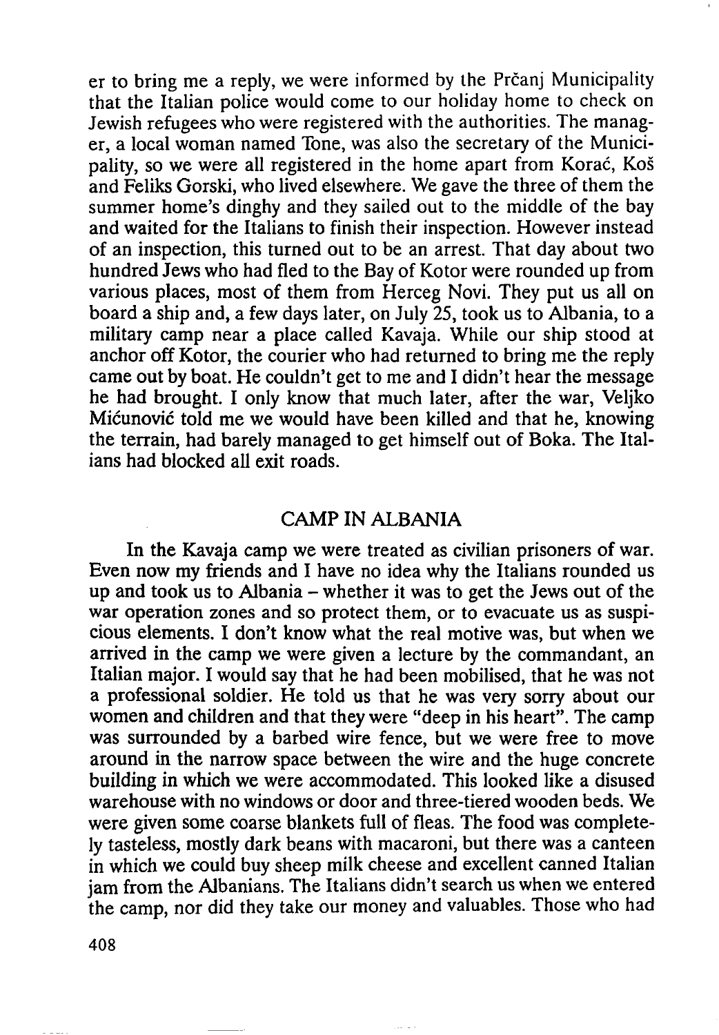er to bring me a reply, we were informed by the Prčanj Municipality that the Italian police would come to our holiday home to check on Jewish refugees who were registered with the authorities. The manager, a local woman named Tone, was also the secretary of the Municipality, so we were all registered in the home apart from Korać, Koš and Feliks Gorski, who lived elsewhere. We gave the three of them the summer home's dinghy and they sailed out to the middle of the bay and waited for the Italians to finish their inspection. However instead of an inspection, this turned out to be an arrest. That day about two hundred Jews who had fled to the Bay of Kotor were rounded up from various places, most of them from Herceg Novi. They put us all on board a ship and, a few days later, on July 25, took us to Albania, to a military camp near a place called Kavaja. While our ship stood at anchor off Kotor, the courier who had returned to bring me the reply came out by boat. He couldn't get to me and I didn't hear the message he had brought. I only know that much later, after the war, Veljko Mićunović told me we would have been killed and that he, knowing the terrain, had barely managed to get himself out of Boka. The Italians had blocked all exit roads.

## CAMP IN ALBANIA

In the Kavaja camp we were treated as civilian prisoners of war. Even now my friends and I have no idea why the Italians rounded us up and took us to Albania – whether it was to get the Jews out of the war operation zones and so protect them, or to evacuate us as suspicious elements. I don't know what the real motive was, but when we arrived in the camp we were given a lecture by the commandant, an Italian major. I would say that he had been mobilised, that he was not a professional soldier. He told us that he was very sorry about our women and children and that they were "deep in his heart". The camp was surrounded by a barbed wire fence, but we were free to move around in the narrow space between the wire and the huge concrete building in which we were accommodated. This looked like a disused warehouse with no windows or door and three-tiered wooden beds. We were given some coarse blankets full of fleas. The food was completely tasteless, mostly dark beans with macaroni, but there was a canteen in which we could buy sheep milk cheese and excellent canned Italian jam from the Albanians. The Italians didn't search us when we entered the camp, nor did they take our money and valuables. Those who had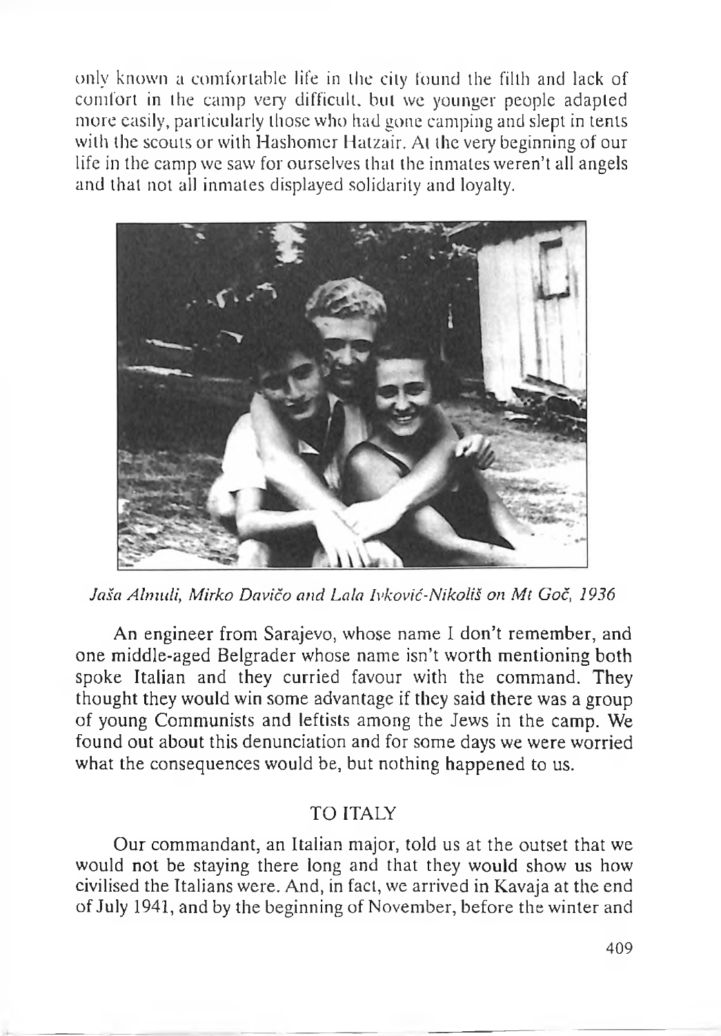only known a comfortable life in the city found the filth and lack of comfort in the camp very difficult, but we younger people adapted more easily, particularly those who had gone camping and slept in tents with the scouts or with Hashomer Hatzair. At the very beginning of our life in the camp we saw for ourselves that the inmates weren't all angels and that not all inmates displayed solidarity and loyalty.

*Jaša Almuli, Mirko Davičo and Lala Ivković-Nikoliš on Mt Goč, 1936*

An engineer from Sarajevo, whose name I don't remember, and one middle-aged Belgrader whose name isn't worth mentioning both spoke Italian and they curried favour with the command. They thought they would win some advantage if they said there was a group of young Communists and leftists among the Jews in the camp. We found out about this denunciation and for some days we were worried what the consequences would be, but nothing happened to us.

## TO ITALY

Our commandant, an Italian major, told us at the outset that we would not be staying there long and that they would show us how civilised the Italians were. And, in fact, we arrived in Kavaja at the end of July 1941, and by the beginning of November, before the winter and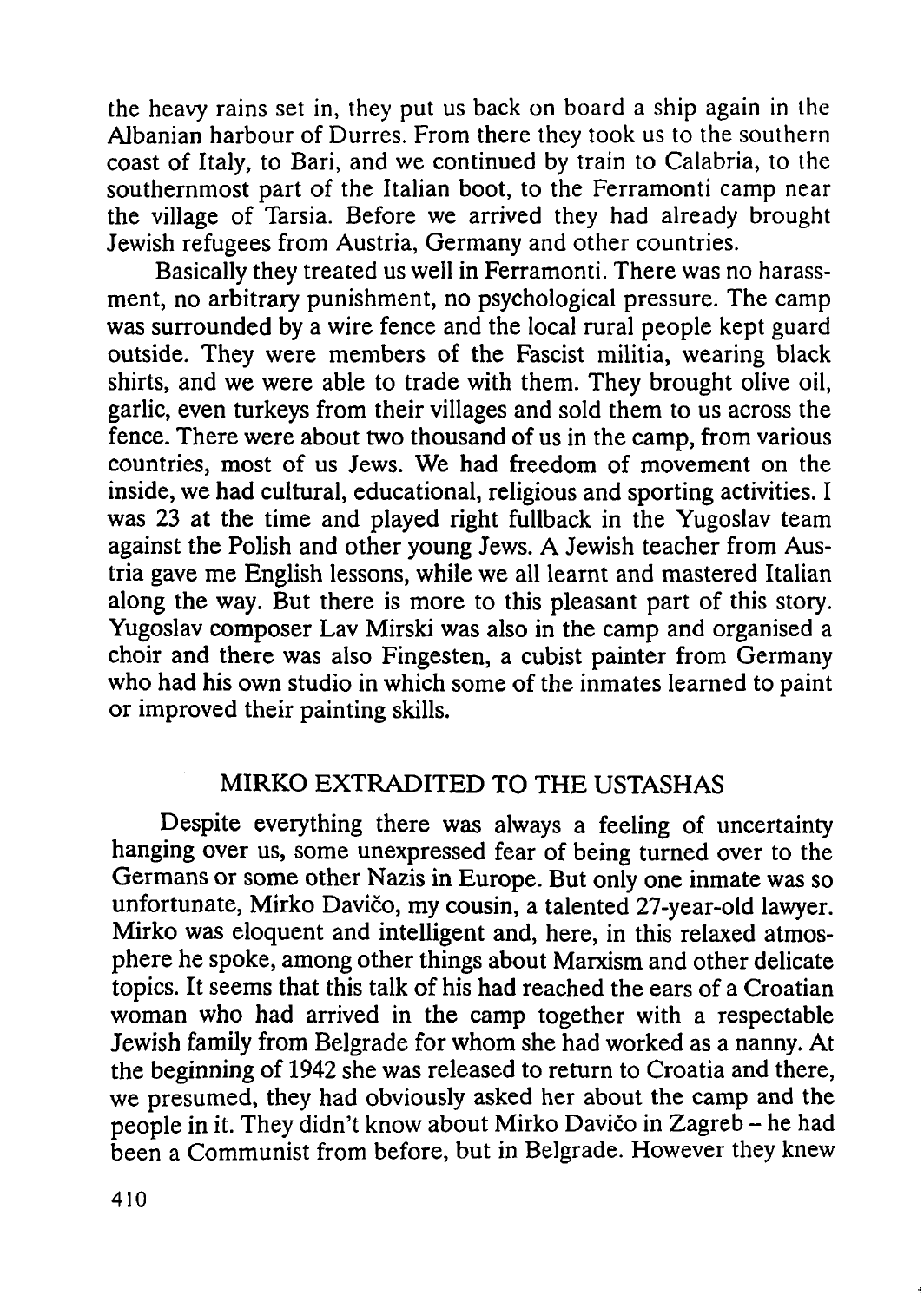the heavy rains set in, they put us back on board a ship again in the Albanian harbour of Durres. From there they took us to the southern coast of Italy, to Bari, and we continued by train to Calabria, to the southernmost part of the Italian boot, to the Ferramonti camp near the village of Tarsia. Before we arrived they had already brought Jewish refugees from Austria, Germany and other countries.

Basically they treated us well in Ferramonti. There was no harassment, no arbitrary punishment, no psychological pressure. The camp was surrounded by a wire fence and the local rural people kept guard outside. They were members of the Fascist militia, wearing black shirts, and we were able to trade with them. They brought olive oil, garlic, even turkeys from their villages and sold them to us across the fence. There were about two thousand of us in the camp, from various countries, most of us Jews. We had freedom of movement on the inside, we had cultural, educational, religious and sporting activities. I was 23 at the time and played right fullback in the Yugoslav team against the Polish and other young Jews. A Jewish teacher from Austria gave me English lessons, while we all learnt and mastered Italian along the way. But there is more to this pleasant part of this story. Yugoslav composer Lav Mirski was also in the camp and organised a choir and there was also Fingesten, a cubist painter from Germany who had his own studio in which some of the inmates learned to paint or improved their painting skills.

## MIRKO EXTRADITED TO THE USTASHAS

Despite everything there was always a feeling of uncertainty hanging over us, some unexpressed fear of being turned over to the Germans or some other Nazis in Europe. But only one inmate was so unfortunate, Mirko Davičo, my cousin, a talented 27-year-old lawyer. Mirko was eloquent and intelligent and, here, in this relaxed atmosphere he spoke, among other things about Marxism and other delicate topics. It seems that this talk of his had reached the ears of a Croatian woman who had arrived in the camp together with a respectable Jewish family from Belgrade for whom she had worked as a nanny. At the beginning of 1942 she was released to return to Croatia and there, we presumed, they had obviously asked her about the camp and the people in it. They didn't know about Mirko Davičo in Zagreb – he had been a Communist from before, but in Belgrade. However they knew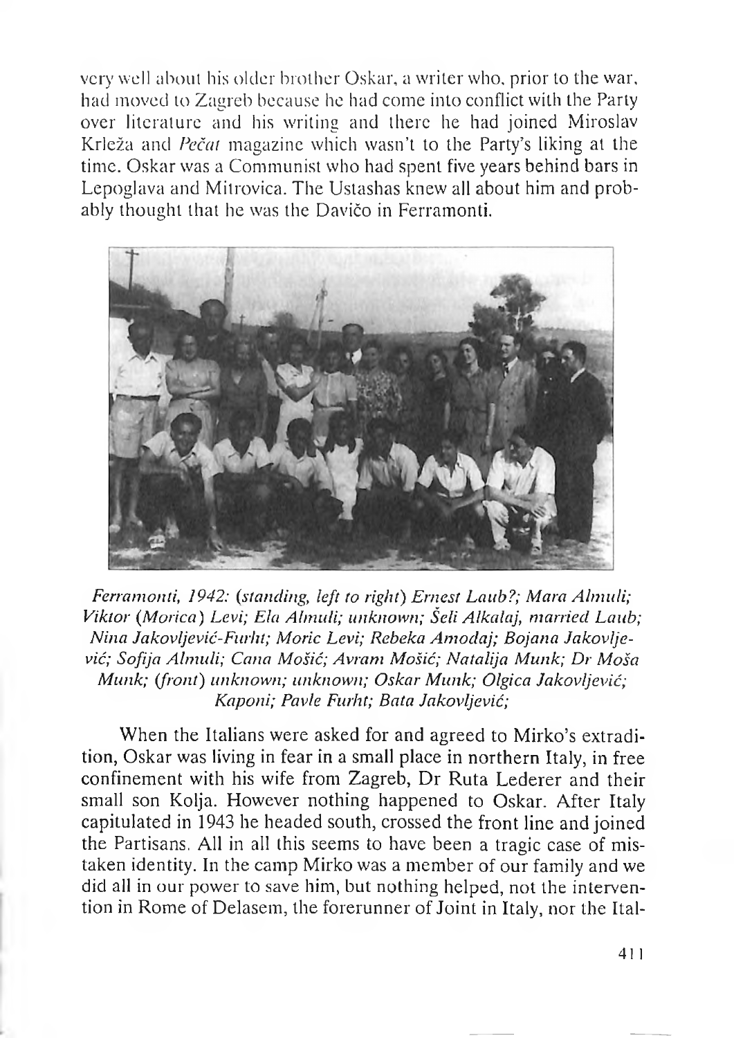very well about his older brother Oskar, a writer who, prior to the war, had moved to Zagreb because he had come into conflict with the Party over literature and his writing and there he had joined Miroslav Krleža and *Pečat* magazine which wasn't to the Party's liking at the time. Oskar was a Communist who had spent five years behind bars in Lepoglava and Mitrovica. The Ustashas knew all about him and probably thought that he was the Davičo in Ferramonti.

*Ferramonti, 1942: (standing, left to right) Ernest Laub?; Mara Almuli; Viktor (Morica) Levi; Ela Almuli; unknown; Šeli Alkalaj, married Laub; Nina Jakovljević-Furht; Moric Levi; Rebeka Amodaj; Bojana Jakovljević; Sofija Almuli; Cana Mošić; Avram Mošić; Natalija Munk; Dr Moša Munk; (front) unknown; unknown; Oskar Munk; Olgica Jakovljević; Kaponi; Pavle Furht; Bata Jakovljević;*

When the Italians were asked for and agreed to Mirko's extradition, Oskar was living in fear in a small place in northern Italy, in free confinement with his wife from Zagreb, Dr Ruta Lederer and their small son Kolja. However nothing happened to Oskar. After Italy capitulated in 1943 he headed south, crossed the front line and joined the Partisans. All in all this seems to have been a tragic case of mistaken identity. In the camp Mirko was a member of our family and we did all in our power to save him, but nothing helped, not the intervention in Rome of Delasem, the forerunner of Joint in Italy, nor the Ital-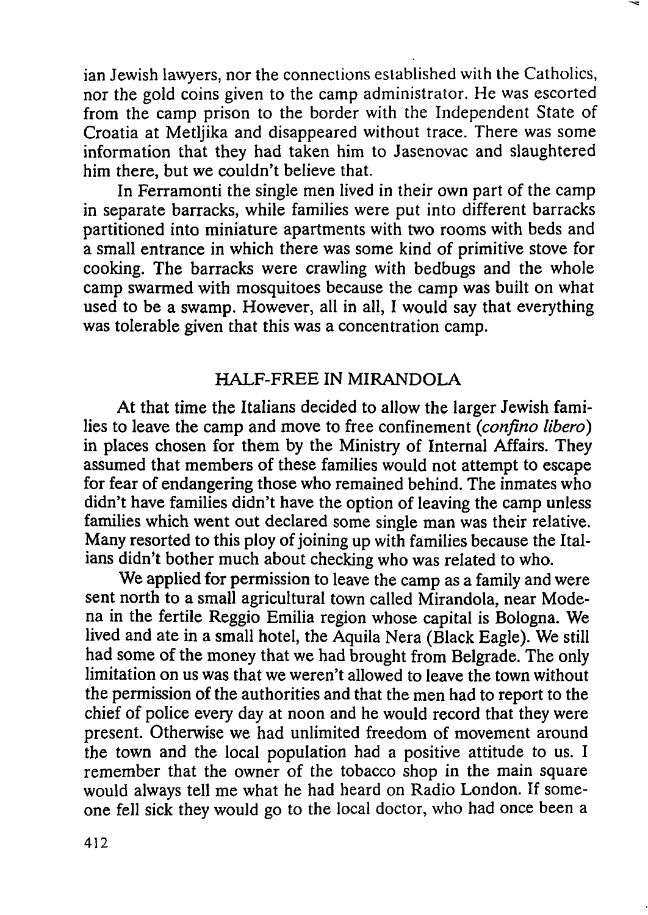ian Jewish lawyers, nor the connections established with the Catholics, nor the gold coins given to the camp administrator. He was escorted from the camp prison to the border with the Independent State of Croatia at Metljika and disappeared without trace. There was some information that they had taken him to Jasenovac and slaughtered him there, but we couldn't believe that.

In Ferramonti the single men lived in their own part of the camp in separate barracks, while families were put into different barracks partitioned into miniature apartments with two rooms with beds and a small entrance in which there was some kind of primitive stove for cooking. The barracks were crawling with bedbugs and the whole camp swarmed with mosquitoes because the camp was built on what used to be a swamp. However, all in all, I would say that everything was tolerable given that this was a concentration camp.

## HALF-FREE IN MIRANDOLA

At that time the Italians decided to allow the larger Jewish families to leave the camp and move to free confinement (*confino libero*) in places chosen for them by the Ministry of Internal Affairs. They assumed that members of these families would not attempt to escape for fear of endangering those who remained behind. The inmates who didn't have families didn't have the option of leaving the camp unless families which went out declared some single man was their relative. Many resorted to this ploy of joining up with families because the Italians didn't bother much about checking who was related to who.

We applied for permission to leave the camp as a family and were sent north to a small agricultural town called Mirandola, near Modena in the fertile Reggio Emilia region whose capital is Bologna. We lived and ate in a small hotel, the Aquila Nera (Black Eagle). We still had some of the money that we had brought from Belgrade. The only limitation on us was that we weren't allowed to leave the town without the permission of the authorities and that the men had to report to the chief of police every day at noon and he would record that they were present. Otherwise we had unlimited freedom of movement around the town and the local population had a positive attitude to us. I remember that the owner of the tobacco shop in the main square would always tell me what he had heard on Radio London. If someone fell sick they would go to the local doctor, who had once been a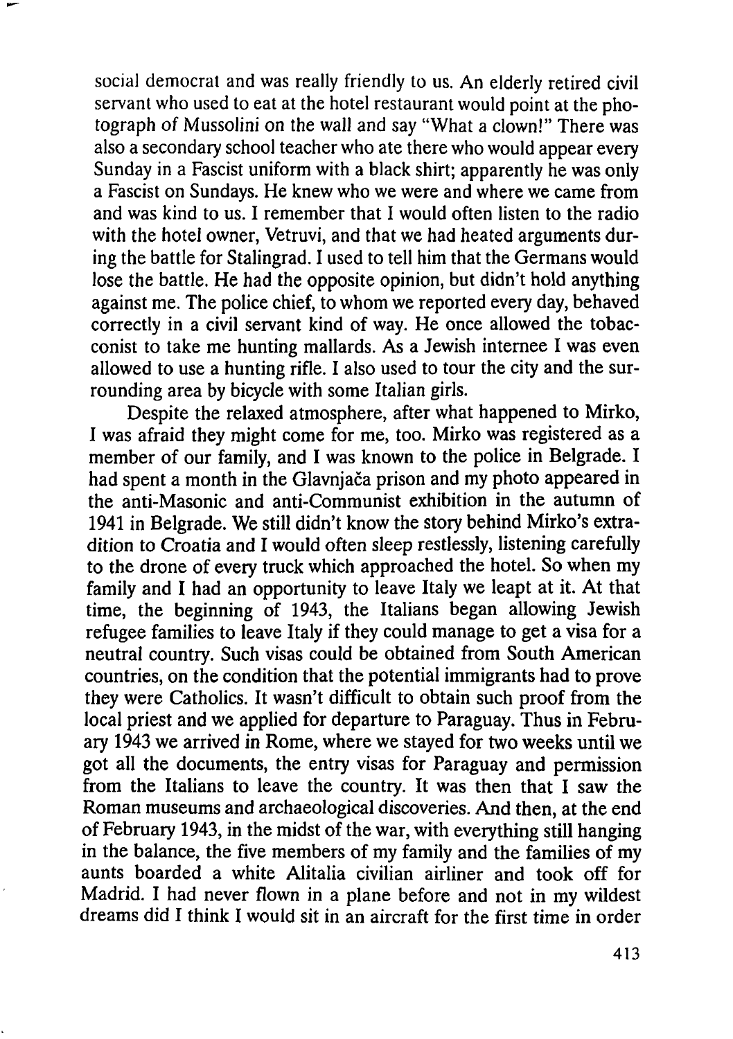social democrat and was really friendly to us. An elderly retired civil servant who used to eat at the hotel restaurant would point at the photograph of Mussolini on the wall and say "What a clown!" There was also a secondary school teacher who ate there who would appear every Sunday in a Fascist uniform with a black shirt; apparently he was only a Fascist on Sundays. He knew who we were and where we came from and was kind to us. I remember that I would often listen to the radio with the hotel owner, Vetruvi, and that we had heated arguments during the battle for Stalingrad. I used to tell him that the Germans would lose the battle. He had the opposite opinion, but didn't hold anything against me. The police chief, to whom we reported every day, behaved correctly in a civil servant kind of way. He once allowed the tobacconist to take me hunting mallards. As a Jewish internee I was even allowed to use a hunting rifle. I also used to tour the city and the surrounding area by bicycle with some Italian girls.

Despite the relaxed atmosphere, after what happened to Mirko, I was afraid they might come for me, too. Mirko was registered as a member of our family, and I was known to the police in Belgrade. I had spent a month in the Glavnjača prison and my photo appeared in the anti-Masonic and anti-Communist exhibition in the autumn of 1941 in Belgrade. We still didn't know the story behind Mirko's extradition to Croatia and I would often sleep restlessly, listening carefully to the drone of every truck which approached the hotel. So when my family and I had an opportunity to leave Italy we leapt at it. At that time, the beginning of 1943, the Italians began allowing Jewish refugee families to leave Italy if they could manage to get a visa for a neutral country. Such visas could be obtained from South American countries, on the condition that the potential immigrants had to prove they were Catholics. It wasn't difficult to obtain such proof from the local priest and we applied for departure to Paraguay. Thus in February 1943 we arrived in Rome, where we stayed for two weeks until we got all the documents, the entry visas for Paraguay and permission from the Italians to leave the country. It was then that I saw the Roman museums and archaeological discoveries. And then, at the end of February 1943, in the midst of the war, with everything still hanging in the balance, the five members of my family and the families of my aunts boarded a white Alitalia civilian airliner and took off for Madrid. I had never flown in a plane before and not in my wildest dreams did I think I would sit in an aircraft for the first time in order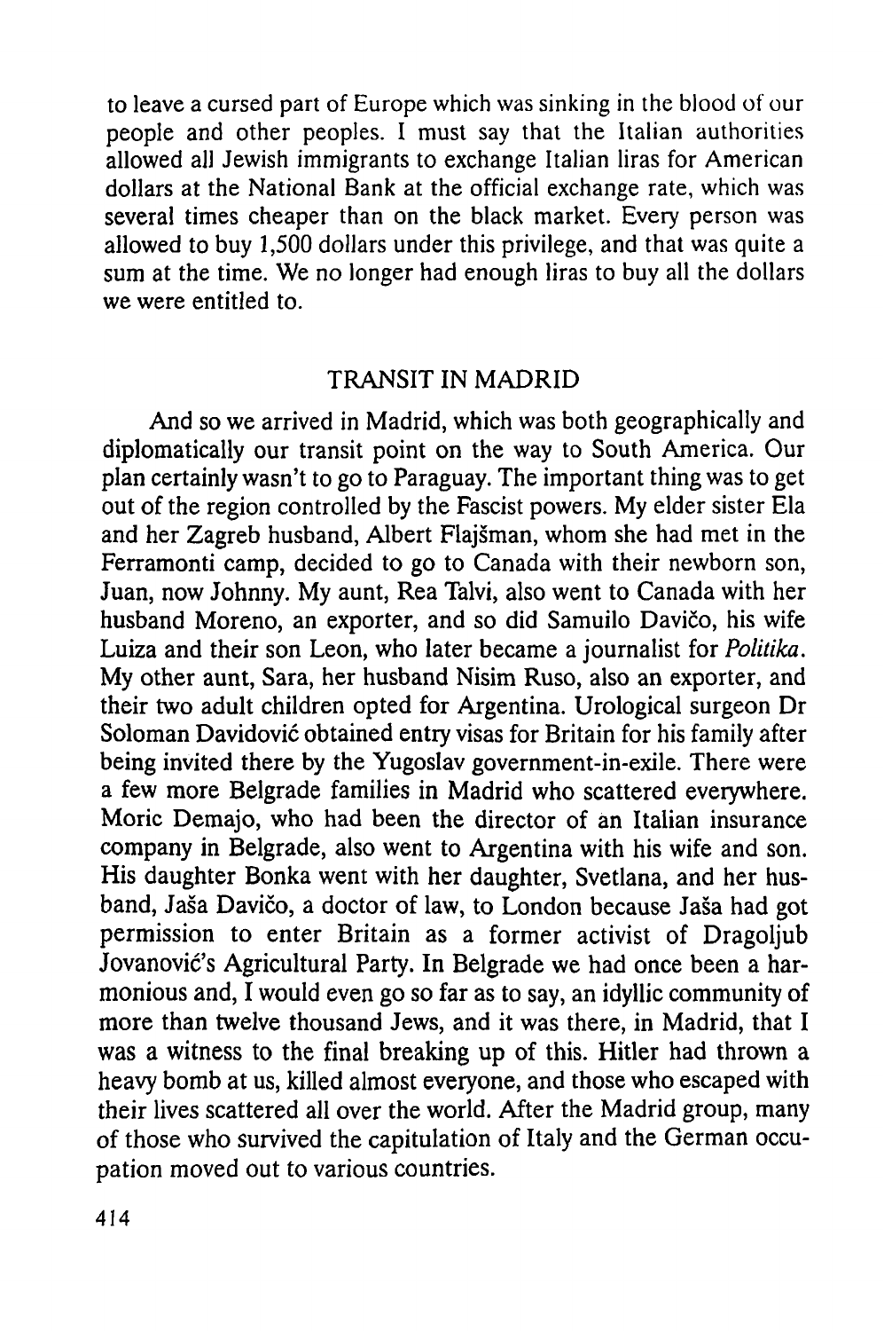to leave a cursed part of Europe which was sinking in the blood of our people and other peoples. I must say that the Italian authorities allowed all Jewish immigrants to exchange Italian liras for American dollars at the National Bank at the official exchange rate, which was several times cheaper than on the black market. Every person was allowed to buy 1,500 dollars under this privilege, and that was quite a sum at the time. We no longer had enough liras to buy all the dollars we were entitled to.

## TRANSIT IN MADRID

And so we arrived in Madrid, which was both geographically and diplomatically our transit point on the way to South America. Our plan certainly wasn't to go to Paraguay. The important thing was to get out of the region controlled by the Fascist powers. My elder sister Ela and her Zagreb husband, Albert Flajšman, whom she had met in the Ferramonti camp, decided to go to Canada with their newborn son, Juan, now Johnny. My aunt, Rea Talvi, also went to Canada with her husband Moreno, an exporter, and so did Samuilo Davičo, his wife Luiza and their son Leon, who later became a journalist for *Politika*. My other aunt, Sara, her husband Nisim Ruso, also an exporter, and their two adult children opted for Argentina. Urological surgeon Dr Soloman Davidović obtained entry visas for Britain for his family after being invited there by the Yugoslav government-in-exile. There were a few more Belgrade families in Madrid who scattered everywhere. Moric Demajo, who had been the director of an Italian insurance company in Belgrade, also went to Argentina with his wife and son. His daughter Bonka went with her daughter, Svetlana, and her husband, Jaša Davičo, a doctor of law, to London because Jaša had got permission to enter Britain as a former activist of Dragoljub Jovanović's Agricultural Party. In Belgrade we had once been a harmonious and, I would even go so far as to say, an idyllic community of more than twelve thousand Jews, and it was there, in Madrid, that I was a witness to the final breaking up of this. Hitler had thrown a heavy bomb at us, killed almost everyone, and those who escaped with their lives scattered all over the world. After the Madrid group, many of those who survived the capitulation of Italy and the German occupation moved out to various countries.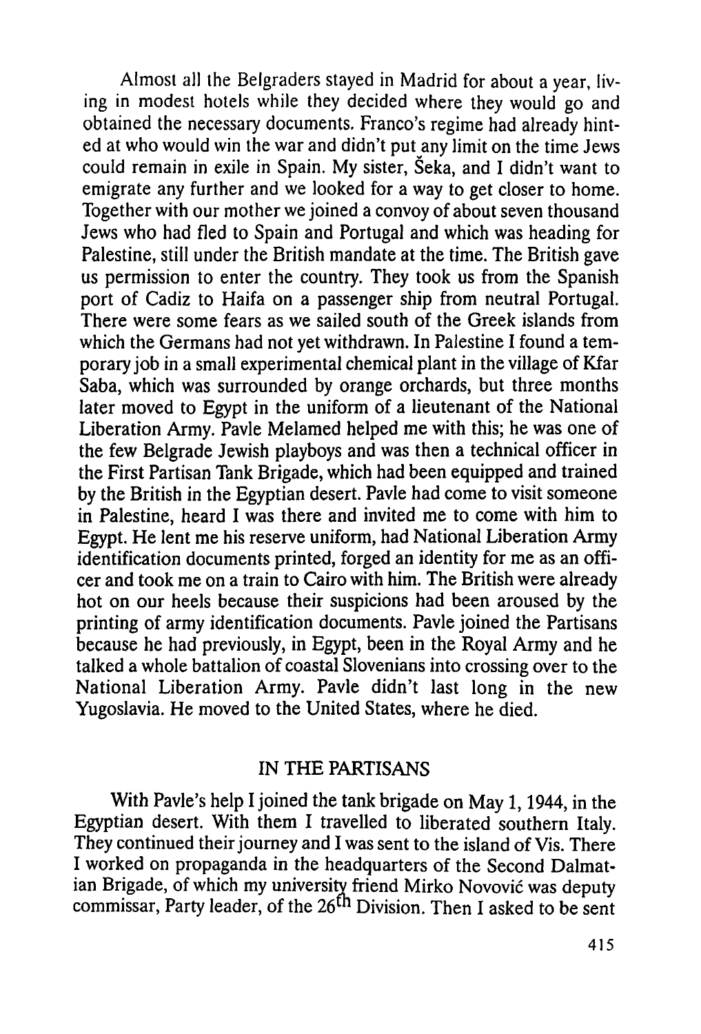Almost all the Belgraders stayed in Madrid for about a year, living in modest hotels while they decided where they would go and obtained the necessary documents. Franco's regime had already hinted at who would win the war and didn't put any limit on the time Jews could remain in exile in Spain. My sister, Šeka, and I didn't want to emigrate any further and we looked for a way to get closer to home. Together with our mother we joined a convoy of about seven thousand Jews who had fled to Spain and Portugal and which was heading for Palestine, still under the British mandate at the time. The British gave us permission to enter the country. They took us from the Spanish port of Cadiz to Haifa on a passenger ship from neutral Portugal. There were some fears as we sailed south of the Greek islands from which the Germans had not yet withdrawn. In Palestine I found a temporary job in a small experimental chemical plant in the village of Kfar Saba, which was surrounded by orange orchards, but three months later moved to Egypt in the uniform of a lieutenant of the National Liberation Army. Pavle Melamed helped me with this; he was one of the few Belgrade Jewish playboys and was then a technical officer in the First Partisan Tank Brigade, which had been equipped and trained by the British in the Egyptian desert. Pavle had come to visit someone in Palestine, heard I was there and invited me to come with him to Egypt. He lent me his reserve uniform, had National Liberation Army identification documents printed, forged an identity for me as an officer and took me on a train to Cairo with him. The British were already hot on our heels because their suspicions had been aroused by the printing of army identification documents. Pavle joined the Partisans because he had previously, in Egypt, been in the Royal Army and he talked a whole battalion of coastal Slovenians into crossing over to the National Liberation Army. Pavle didn't last long in the new Yugoslavia. He moved to the United States, where he died.

## IN THE PARTISANS

With Pavle's help I joined the tank brigade on May 1, 1944, in the Egyptian desert. With them I travelled to liberated southern Italy. They continued their journey and I was sent to the island of Vis. There I worked on propaganda in the headquarters of the Second Dalmatian Brigade, of which my university friend Mirko Novović was deputy commissar, Party leader, of the 26th Division. Then I asked to be sent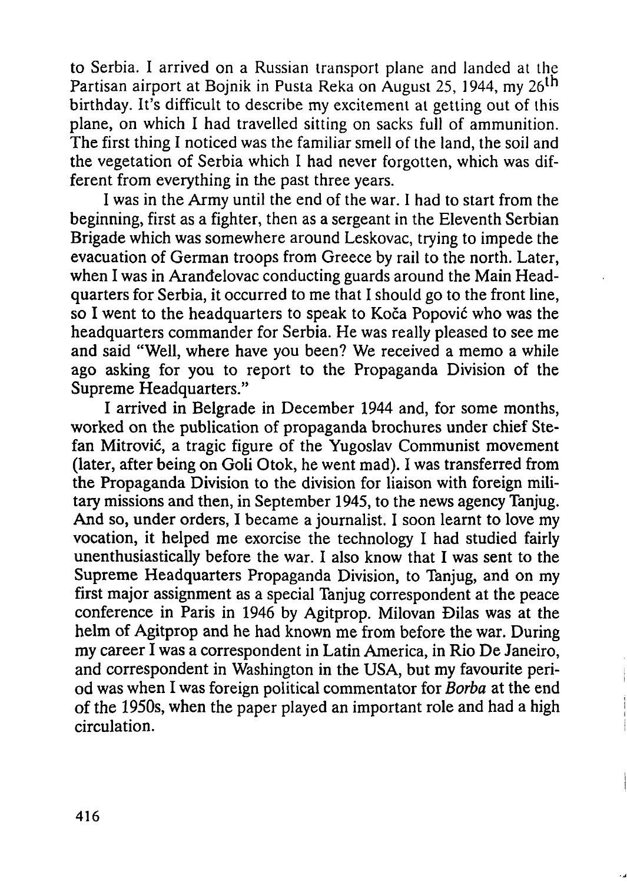to Serbia. I arrived on a Russian transport plane and landed at the Partisan airport at Bojnik in Pusta Reka on August 25, 1944, my 26$^{th}$ birthday. It's difficult to describe my excitement at getting out of this plane, on which I had travelled sitting on sacks full of ammunition. The first thing I noticed was the familiar smell of the land, the soil and the vegetation of Serbia which I had never forgotten, which was different from everything in the past three years.

I was in the Army until the end of the war. I had to start from the beginning, first as a fighter, then as a sergeant in the Eleventh Serbian Brigade which was somewhere around Leskovac, trying to impede the evacuation of German troops from Greece by rail to the north. Later, when I was in Aranđelovac conducting guards around the Main Headquarters for Serbia, it occurred to me that I should go to the front line, so I went to the headquarters to speak to Koča Popović who was the headquarters commander for Serbia. He was really pleased to see me and said "Well, where have you been? We received a memo a while ago asking for you to report to the Propaganda Division of the Supreme Headquarters."

I arrived in Belgrade in December 1944 and, for some months, worked on the publication of propaganda brochures under chief Stefan Mitrović, a tragic figure of the Yugoslav Communist movement (later, after being on Goli Otok, he went mad). I was transferred from the Propaganda Division to the division for liaison with foreign military missions and then, in September 1945, to the news agency Tanjug. And so, under orders, I became a journalist. I soon learnt to love my vocation, it helped me exorcise the technology I had studied fairly unenthusiastically before the war. I also know that I was sent to the Supreme Headquarters Propaganda Division, to Tanjug, and on my first major assignment as a special Tanjug correspondent at the peace conference in Paris in 1946 by Agitprop. Milovan Đilas was at the helm of Agitprop and he had known me from before the war. During my career I was a correspondent in Latin America, in Rio De Janeiro, and correspondent in Washington in the USA, but my favourite period was when I was foreign political commentator for *Borba* at the end of the 1950s, when the paper played an important role and had a high circulation.